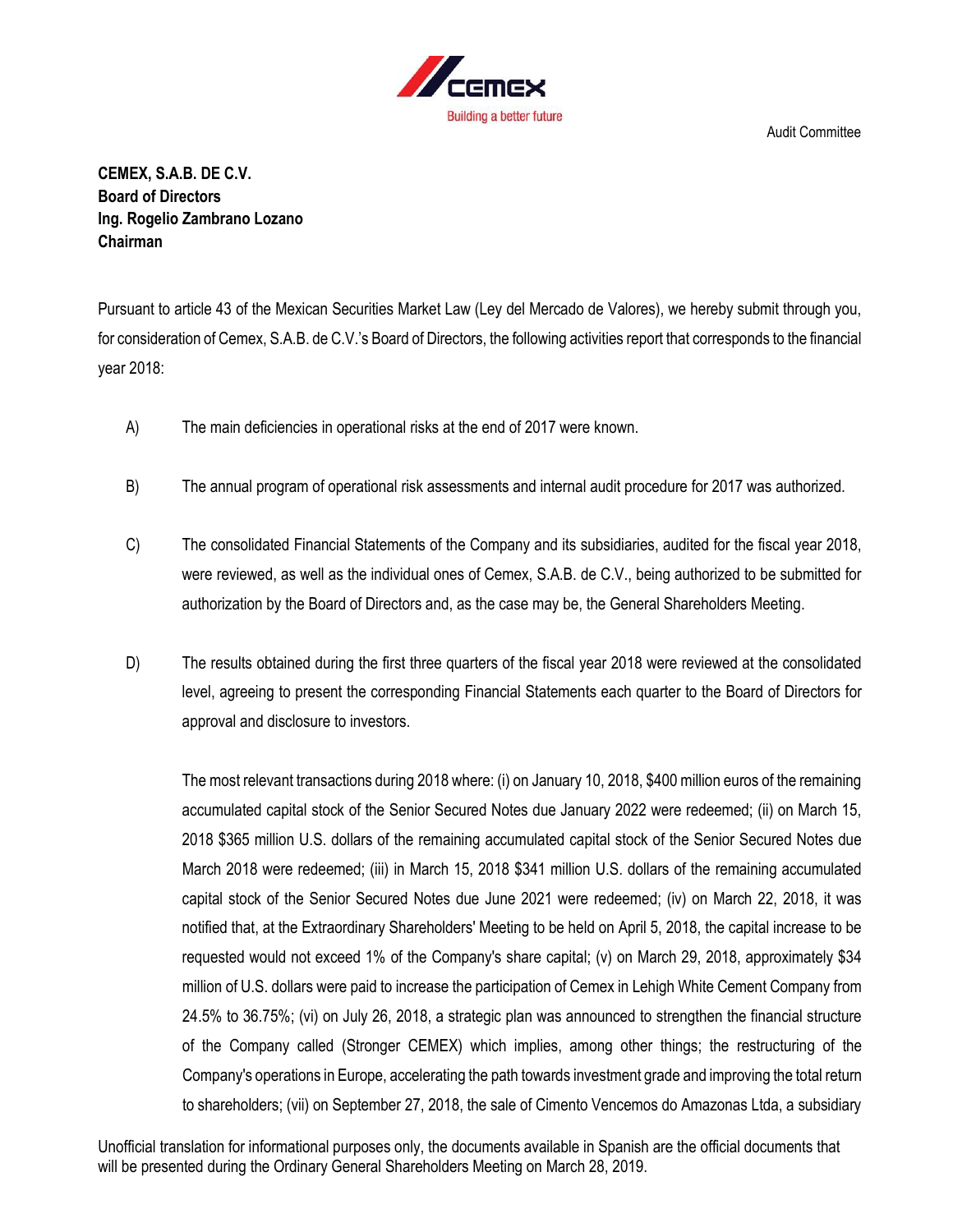Audit Committee

**CEMEX, S.A.B. DE C.V.**
**Board of Directors**
**Ing. Rogelio Zambrano Lozano**
**Chairman**

Pursuant to article 43 of the Mexican Securities Market Law (Ley del Mercado de Valores), we hereby submit through you, for consideration of Cemex, S.A.B. de C.V.'s Board of Directors, the following activities report that corresponds to the financial year 2018:

A) The main deficiencies in operational risks at the end of 2017 were known.

B) The annual program of operational risk assessments and internal audit procedure for 2017 was authorized.

C) The consolidated Financial Statements of the Company and its subsidiaries, audited for the fiscal year 2018, were reviewed, as well as the individual ones of Cemex, S.A.B. de C.V., being authorized to be submitted for authorization by the Board of Directors and, as the case may be, the General Shareholders Meeting.

D) The results obtained during the first three quarters of the fiscal year 2018 were reviewed at the consolidated level, agreeing to present the corresponding Financial Statements each quarter to the Board of Directors for approval and disclosure to investors.

The most relevant transactions during 2018 where: (i) on January 10, 2018, $400 million euros of the remaining accumulated capital stock of the Senior Secured Notes due January 2022 were redeemed; (ii) on March 15, 2018 $365 million U.S. dollars of the remaining accumulated capital stock of the Senior Secured Notes due March 2018 were redeemed; (iii) in March 15, 2018 $341 million U.S. dollars of the remaining accumulated capital stock of the Senior Secured Notes due June 2021 were redeemed; (iv) on March 22, 2018, it was notified that, at the Extraordinary Shareholders' Meeting to be held on April 5, 2018, the capital increase to be requested would not exceed 1% of the Company's share capital; (v) on March 29, 2018, approximately $34 million of U.S. dollars were paid to increase the participation of Cemex in Lehigh White Cement Company from 24.5% to 36.75%; (vi) on July 26, 2018, a strategic plan was announced to strengthen the financial structure of the Company called (Stronger CEMEX) which implies, among other things; the restructuring of the Company's operations in Europe, accelerating the path towards investment grade and improving the total return to shareholders; (vii) on September 27, 2018, the sale of Cimento Vencemos do Amazonas Ltda, a subsidiary

Unofficial translation for informational purposes only, the documents available in Spanish are the official documents that will be presented during the Ordinary General Shareholders Meeting on March 28, 2019.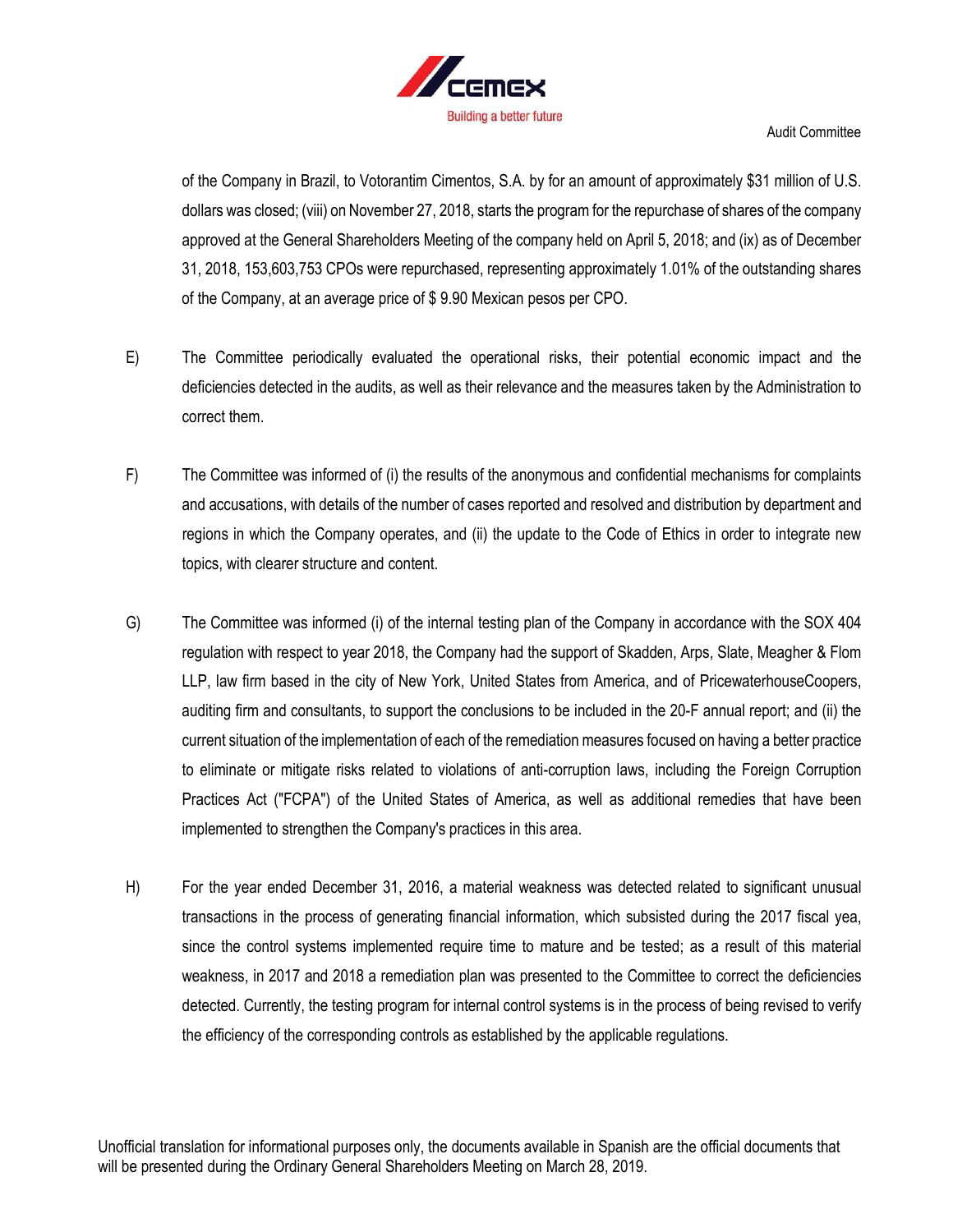of the Company in Brazil, to Votorantim Cimentos, S.A. by for an amount of approximately $31 million of U.S. dollars was closed; (viii) on November 27, 2018, starts the program for the repurchase of shares of the company approved at the General Shareholders Meeting of the company held on April 5, 2018; and (ix) as of December 31, 2018, 153,603,753 CPOs were repurchased, representing approximately 1.01% of the outstanding shares of the Company, at an average price of $ 9.90 Mexican pesos per CPO.

E) The Committee periodically evaluated the operational risks, their potential economic impact and the deficiencies detected in the audits, as well as their relevance and the measures taken by the Administration to correct them.

F) The Committee was informed of (i) the results of the anonymous and confidential mechanisms for complaints and accusations, with details of the number of cases reported and resolved and distribution by department and regions in which the Company operates, and (ii) the update to the Code of Ethics in order to integrate new topics, with clearer structure and content.

G) The Committee was informed (i) of the internal testing plan of the Company in accordance with the SOX 404 regulation with respect to year 2018, the Company had the support of Skadden, Arps, Slate, Meagher & Flom LLP, law firm based in the city of New York, United States from America, and of PricewaterhouseCoopers, auditing firm and consultants, to support the conclusions to be included in the 20-F annual report; and (ii) the current situation of the implementation of each of the remediation measures focused on having a better practice to eliminate or mitigate risks related to violations of anti-corruption laws, including the Foreign Corruption Practices Act ("FCPA") of the United States of America, as well as additional remedies that have been implemented to strengthen the Company's practices in this area.

H) For the year ended December 31, 2016, a material weakness was detected related to significant unusual transactions in the process of generating financial information, which subsisted during the 2017 fiscal yea, since the control systems implemented require time to mature and be tested; as a result of this material weakness, in 2017 and 2018 a remediation plan was presented to the Committee to correct the deficiencies detected. Currently, the testing program for internal control systems is in the process of being revised to verify the efficiency of the corresponding controls as established by the applicable regulations.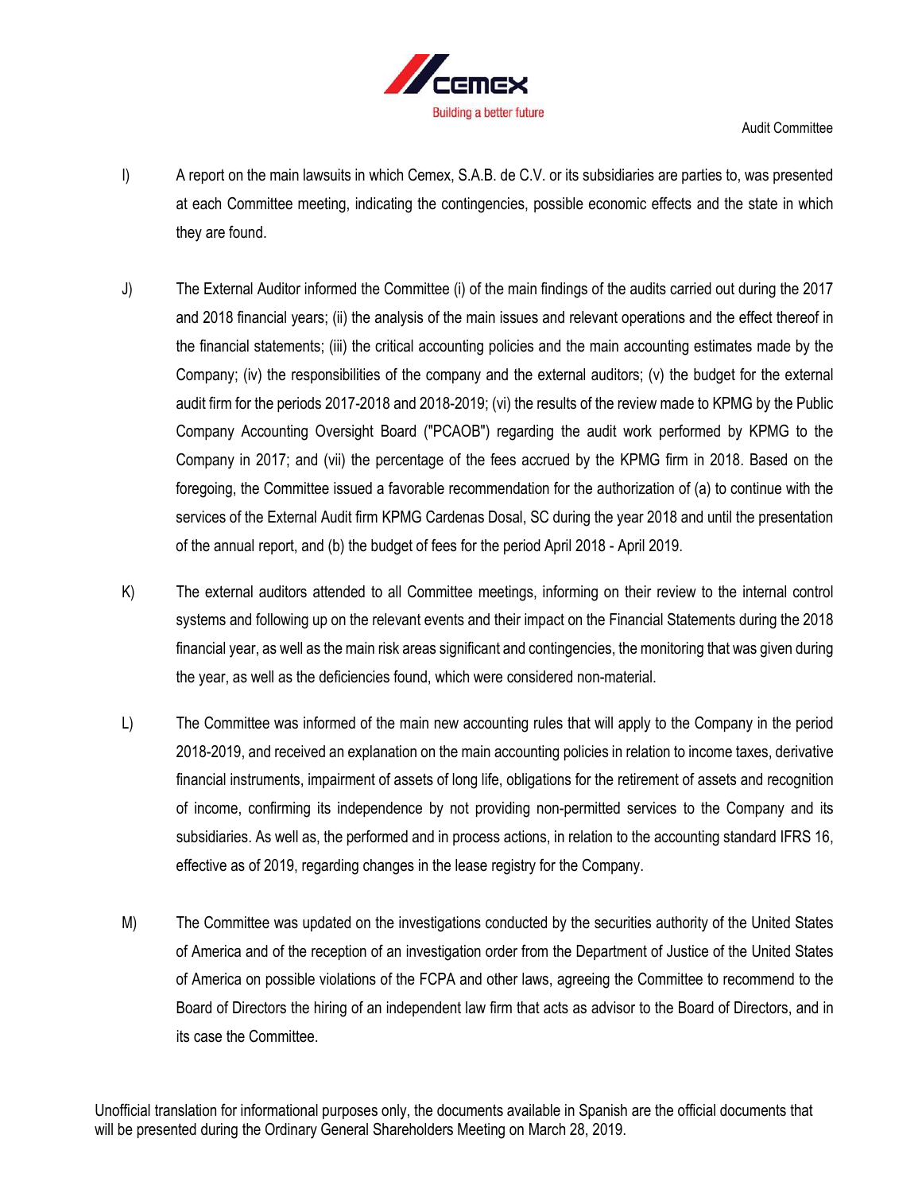I) A report on the main lawsuits in which Cemex, S.A.B. de C.V. or its subsidiaries are parties to, was presented at each Committee meeting, indicating the contingencies, possible economic effects and the state in which they are found.

J) The External Auditor informed the Committee (i) of the main findings of the audits carried out during the 2017 and 2018 financial years; (ii) the analysis of the main issues and relevant operations and the effect thereof in the financial statements; (iii) the critical accounting policies and the main accounting estimates made by the Company; (iv) the responsibilities of the company and the external auditors; (v) the budget for the external audit firm for the periods 2017-2018 and 2018-2019; (vi) the results of the review made to KPMG by the Public Company Accounting Oversight Board ("PCAOB") regarding the audit work performed by KPMG to the Company in 2017; and (vii) the percentage of the fees accrued by the KPMG firm in 2018. Based on the foregoing, the Committee issued a favorable recommendation for the authorization of (a) to continue with the services of the External Audit firm KPMG Cardenas Dosal, SC during the year 2018 and until the presentation of the annual report, and (b) the budget of fees for the period April 2018 - April 2019.

K) The external auditors attended to all Committee meetings, informing on their review to the internal control systems and following up on the relevant events and their impact on the Financial Statements during the 2018 financial year, as well as the main risk areas significant and contingencies, the monitoring that was given during the year, as well as the deficiencies found, which were considered non-material.

L) The Committee was informed of the main new accounting rules that will apply to the Company in the period 2018-2019, and received an explanation on the main accounting policies in relation to income taxes, derivative financial instruments, impairment of assets of long life, obligations for the retirement of assets and recognition of income, confirming its independence by not providing non-permitted services to the Company and its subsidiaries. As well as, the performed and in process actions, in relation to the accounting standard IFRS 16, effective as of 2019, regarding changes in the lease registry for the Company.

M) The Committee was updated on the investigations conducted by the securities authority of the United States of America and of the reception of an investigation order from the Department of Justice of the United States of America on possible violations of the FCPA and other laws, agreeing the Committee to recommend to the Board of Directors the hiring of an independent law firm that acts as advisor to the Board of Directors, and in its case the Committee.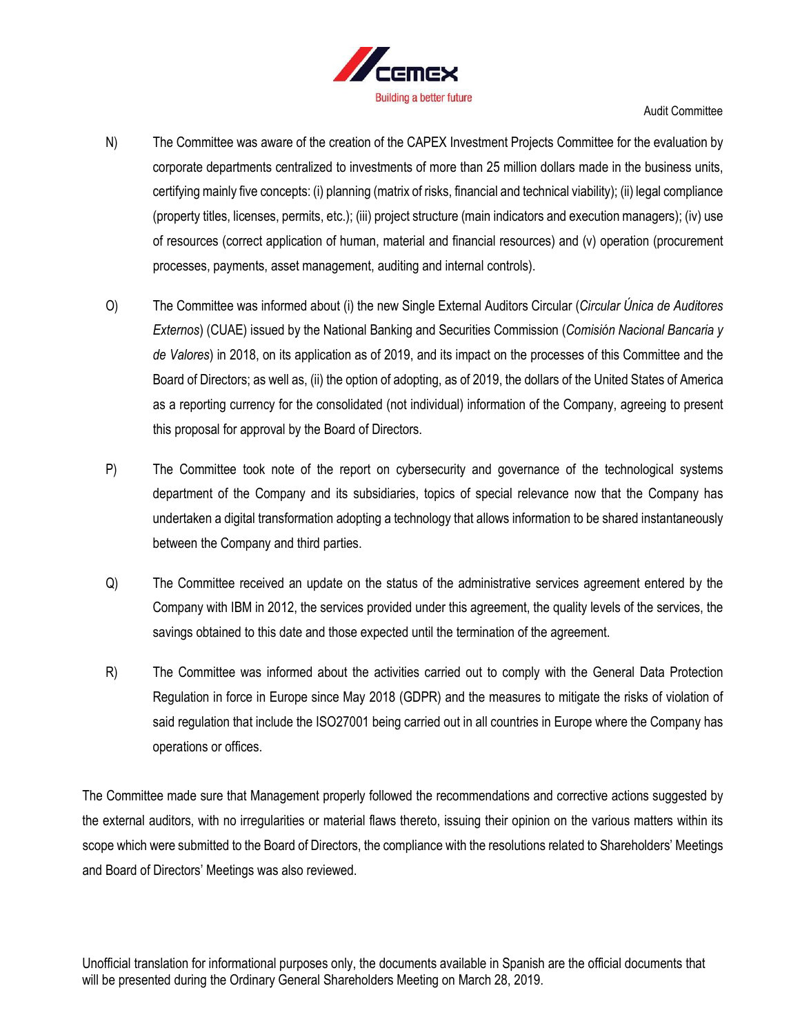N) The Committee was aware of the creation of the CAPEX Investment Projects Committee for the evaluation by corporate departments centralized to investments of more than 25 million dollars made in the business units, certifying mainly five concepts: (i) planning (matrix of risks, financial and technical viability); (ii) legal compliance (property titles, licenses, permits, etc.); (iii) project structure (main indicators and execution managers); (iv) use of resources (correct application of human, material and financial resources) and (v) operation (procurement processes, payments, asset management, auditing and internal controls).

O) The Committee was informed about (i) the new Single External Auditors Circular (*Circular Única de Auditores Externos*) (CUAE) issued by the National Banking and Securities Commission (*Comisión Nacional Bancaria y de Valores*) in 2018, on its application as of 2019, and its impact on the processes of this Committee and the Board of Directors; as well as, (ii) the option of adopting, as of 2019, the dollars of the United States of America as a reporting currency for the consolidated (not individual) information of the Company, agreeing to present this proposal for approval by the Board of Directors.

P) The Committee took note of the report on cybersecurity and governance of the technological systems department of the Company and its subsidiaries, topics of special relevance now that the Company has undertaken a digital transformation adopting a technology that allows information to be shared instantaneously between the Company and third parties.

Q) The Committee received an update on the status of the administrative services agreement entered by the Company with IBM in 2012, the services provided under this agreement, the quality levels of the services, the savings obtained to this date and those expected until the termination of the agreement.

R) The Committee was informed about the activities carried out to comply with the General Data Protection Regulation in force in Europe since May 2018 (GDPR) and the measures to mitigate the risks of violation of said regulation that include the ISO27001 being carried out in all countries in Europe where the Company has operations or offices.

The Committee made sure that Management properly followed the recommendations and corrective actions suggested by the external auditors, with no irregularities or material flaws thereto, issuing their opinion on the various matters within its scope which were submitted to the Board of Directors, the compliance with the resolutions related to Shareholders' Meetings and Board of Directors' Meetings was also reviewed.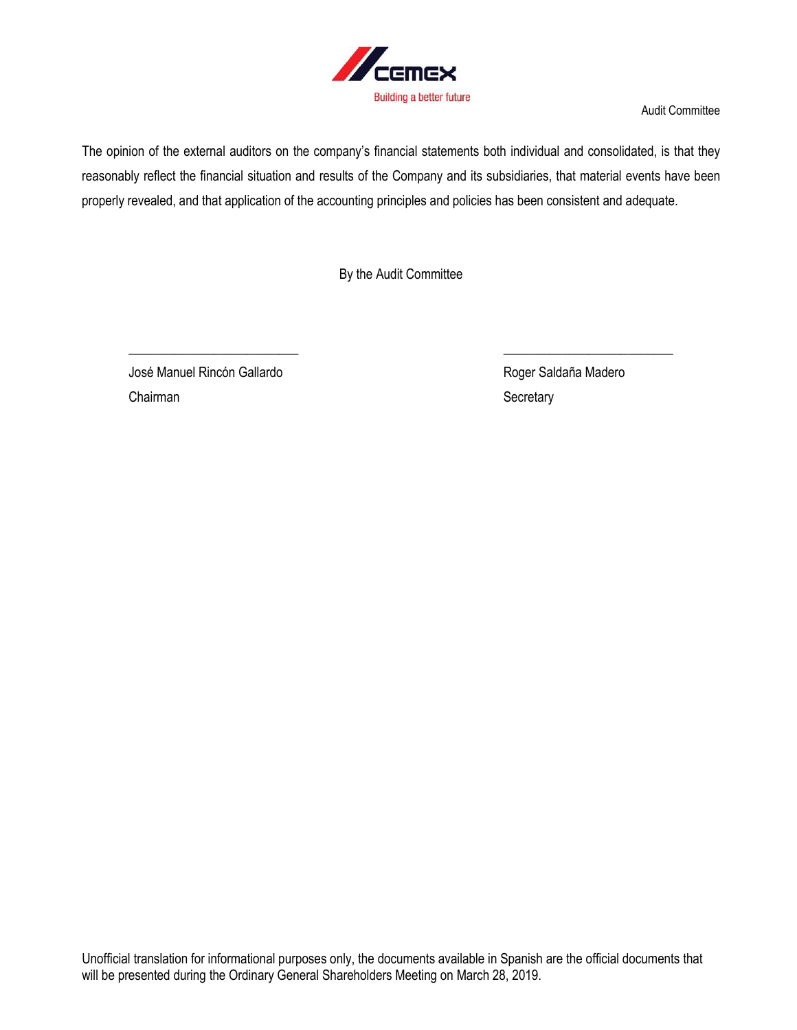Audit Committee

The opinion of the external auditors on the company's financial statements both individual and consolidated, is that they reasonably reflect the financial situation and results of the Company and its subsidiaries, that material events have been properly revealed, and that application of the accounting principles and policies has been consistent and adequate.

By the Audit Committee

| | |
|---|---|
| \_\_\_\_\_\_\_\_\_\_\_\_\_\_\_\_\_\_\_\_\_\_\_\_\_ | \_\_\_\_\_\_\_\_\_\_\_\_\_\_\_\_\_\_\_\_\_\_\_\_\_ |
| José Manuel Rincón Gallardo | Roger Saldaña Madero |
| Chairman | Secretary |

Unofficial translation for informational purposes only, the documents available in Spanish are the official documents that will be presented during the Ordinary General Shareholders Meeting on March 28, 2019.